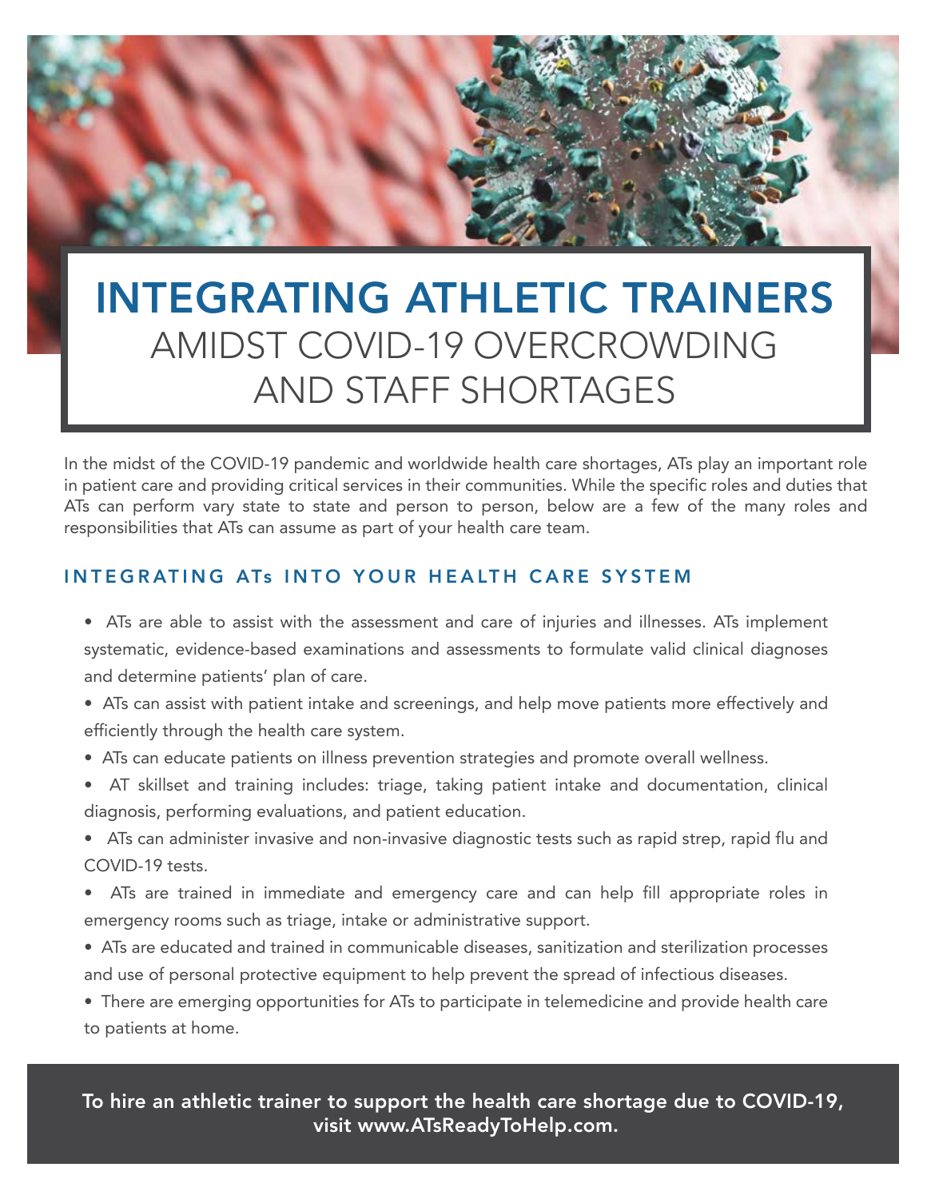# INTEGRATING ATHLETIC TRAINERS
## AMIDST COVID-19 OVERCROWDING AND STAFF SHORTAGES

In the midst of the COVID-19 pandemic and worldwide health care shortages, ATs play an important role in patient care and providing critical services in their communities. While the specific roles and duties that ATs can perform vary state to state and person to person, below are a few of the many roles and responsibilities that ATs can assume as part of your health care team.

### INTEGRATING ATs INTO YOUR HEALTH CARE SYSTEM

- ATs are able to assist with the assessment and care of injuries and illnesses. ATs implement systematic, evidence-based examinations and assessments to formulate valid clinical diagnoses and determine patients' plan of care.
- ATs can assist with patient intake and screenings, and help move patients more effectively and efficiently through the health care system.
- ATs can educate patients on illness prevention strategies and promote overall wellness.
- AT skillset and training includes: triage, taking patient intake and documentation, clinical diagnosis, performing evaluations, and patient education.
- ATs can administer invasive and non-invasive diagnostic tests such as rapid strep, rapid flu and COVID-19 tests.
- ATs are trained in immediate and emergency care and can help fill appropriate roles in emergency rooms such as triage, intake or administrative support.
- ATs are educated and trained in communicable diseases, sanitization and sterilization processes and use of personal protective equipment to help prevent the spread of infectious diseases.
- There are emerging opportunities for ATs to participate in telemedicine and provide health care to patients at home.

**To hire an athletic trainer to support the health care shortage due to COVID-19, visit www.ATsReadyToHelp.com.**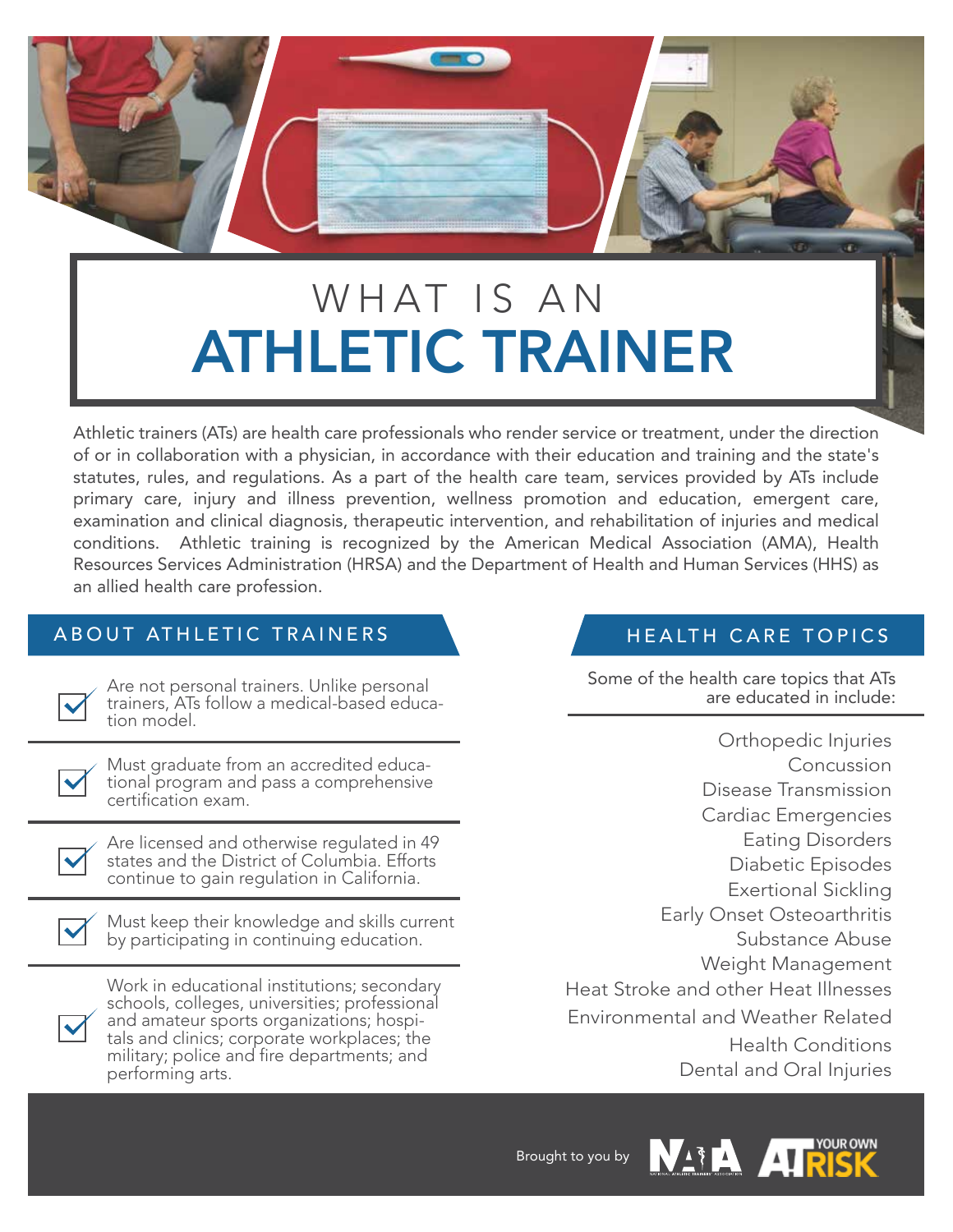# WHAT IS AN ATHLETIC TRAINER

Athletic trainers (ATs) are health care professionals who render service or treatment, under the direction of or in collaboration with a physician, in accordance with their education and training and the state's statutes, rules, and regulations. As a part of the health care team, services provided by ATs include primary care, injury and illness prevention, wellness promotion and education, emergent care, examination and clinical diagnosis, therapeutic intervention, and rehabilitation of injuries and medical conditions. Athletic training is recognized by the American Medical Association (AMA), Health Resources Services Administration (HRSA) and the Department of Health and Human Services (HHS) as an allied health care profession.

## ABOUT ATHLETIC TRAINERS

- Are not personal trainers. Unlike personal trainers, ATs follow a medical-based education model.
- Must graduate from an accredited educational program and pass a comprehensive certification exam.
- Are licensed and otherwise regulated in 49 states and the District of Columbia. Efforts continue to gain regulation in California.
- Must keep their knowledge and skills current by participating in continuing education.
- Work in educational institutions; secondary schools, colleges, universities; professional and amateur sports organizations; hospitals and clinics; corporate workplaces; the military; police and fire departments; and performing arts.

## HEALTH CARE TOPICS

Some of the health care topics that ATs are educated in include:

- Orthopedic Injuries
- Concussion
- Disease Transmission
- Cardiac Emergencies
- Eating Disorders
- Diabetic Episodes
- Exertional Sickling
- Early Onset Osteoarthritis
- Substance Abuse
- Weight Management
- Heat Stroke and other Heat Illnesses
- Environmental and Weather Related Health Conditions
- Dental and Oral Injuries

Brought to you by NATA AT YOUR OWN RISK